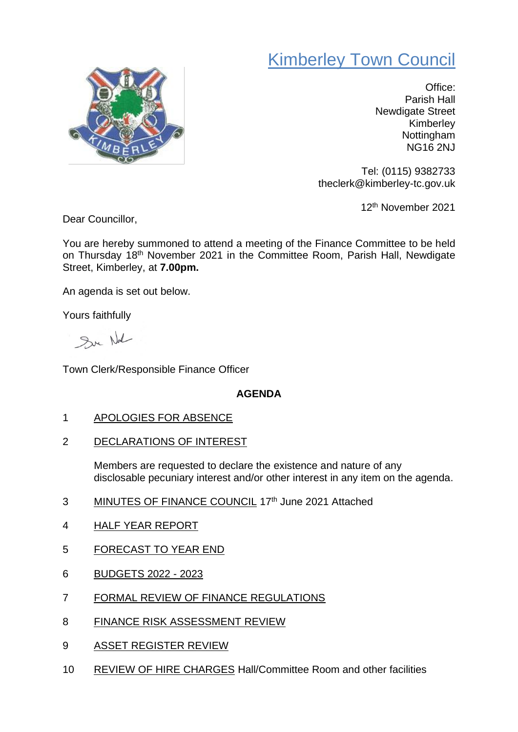# Kimberley Town Council

Office:
Parish Hall
Newdigate Street
Kimberley
Nottingham
NG16 2NJ

Tel: (0115) 9382733
theclerk@kimberley-tc.gov.uk

12th November 2021

Dear Councillor,

You are hereby summoned to attend a meeting of the Finance Committee to be held on Thursday 18th November 2021 in the Committee Room, Parish Hall, Newdigate Street, Kimberley, at **7.00pm.**

An agenda is set out below.

Yours faithfully

Town Clerk/Responsible Finance Officer

**AGENDA**

1. APOLOGIES FOR ABSENCE

2. DECLARATIONS OF INTEREST

   Members are requested to declare the existence and nature of any disclosable pecuniary interest and/or other interest in any item on the agenda.

3. MINUTES OF FINANCE COUNCIL 17th June 2021 Attached

4. HALF YEAR REPORT

5. FORECAST TO YEAR END

6. BUDGETS 2022 - 2023

7. FORMAL REVIEW OF FINANCE REGULATIONS

8. FINANCE RISK ASSESSMENT REVIEW

9. ASSET REGISTER REVIEW

10. REVIEW OF HIRE CHARGES Hall/Committee Room and other facilities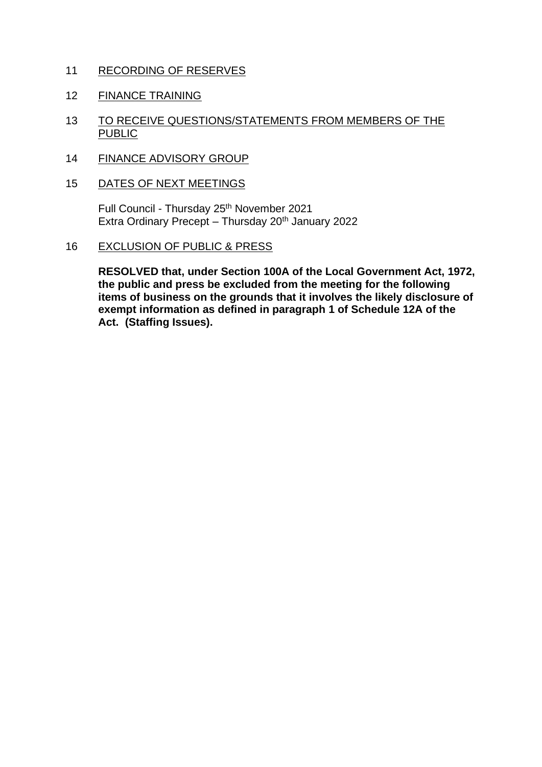11 RECORDING OF RESERVES

12 FINANCE TRAINING

13 TO RECEIVE QUESTIONS/STATEMENTS FROM MEMBERS OF THE PUBLIC

14 FINANCE ADVISORY GROUP

15 DATES OF NEXT MEETINGS

Full Council - Thursday 25th November 2021
Extra Ordinary Precept – Thursday 20th January 2022

16 EXCLUSION OF PUBLIC & PRESS

**RESOLVED that, under Section 100A of the Local Government Act, 1972, the public and press be excluded from the meeting for the following items of business on the grounds that it involves the likely disclosure of exempt information as defined in paragraph 1 of Schedule 12A of the Act. (Staffing Issues).**